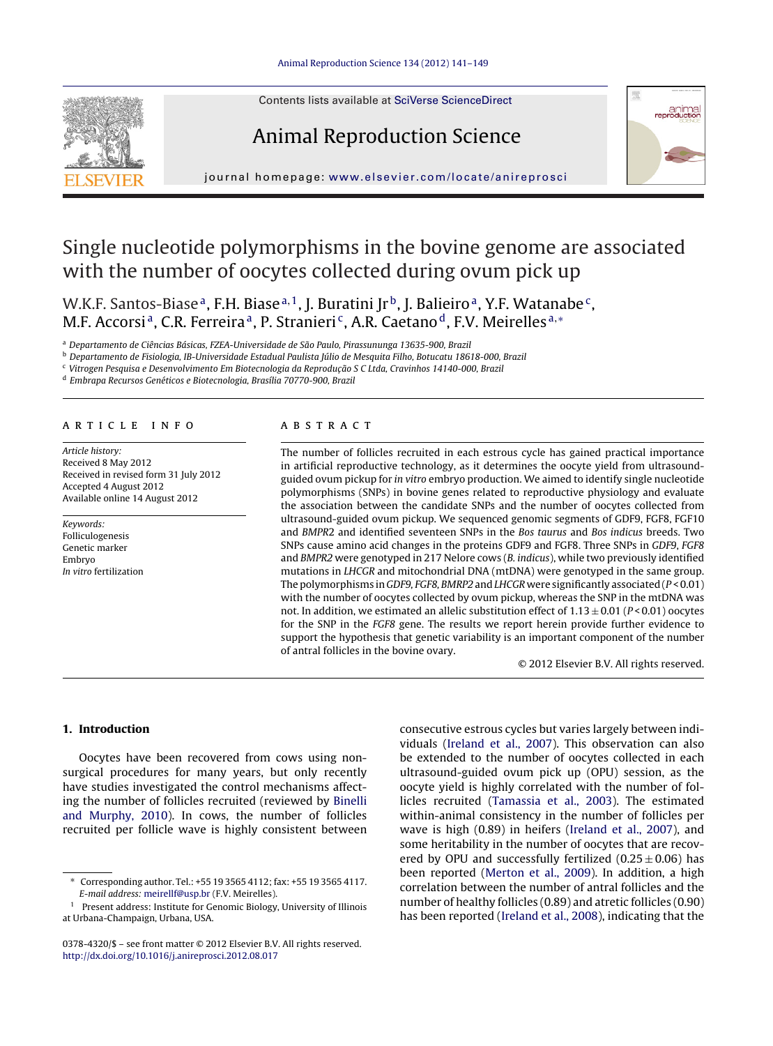# Single nucleotide polymorphisms in the bovine genome are associated with the number of oocytes collected during ovum pick up

W.K.F. Santos-Biase[a], F.H. Biase[a,1], J. Buratini Jr[b], J. Balieiro[a], Y.F. Watanabe[c], M.F. Accorsi[a], C.R. Ferreira[a], P. Stranieri[c], A.R. Caetano[d], F.V. Meirelles[a,*]

[a] Departamento de Ciências Básicas, FZEA-Universidade de São Paulo, Pirassununga 13635-900, Brazil
[b] Departamento de Fisiologia, IB-Universidade Estadual Paulista Júlio de Mesquita Filho, Botucatu 18618-000, Brazil
[c] Vitrogen Pesquisa e Desenvolvimento Em Biotecnologia da Reprodução S C Ltda, Cravinhos 14140-000, Brazil
[d] Embrapa Recursos Genéticos e Biotecnologia, Brasília 70770-900, Brazil

## ARTICLE INFO

*Article history:*
Received 8 May 2012
Received in revised form 31 July 2012
Accepted 4 August 2012
Available online 14 August 2012

*Keywords:*
Folliculogenesis
Genetic marker
Embryo
*In vitro* fertilization

## ABSTRACT

The number of follicles recruited in each estrous cycle has gained practical importance in artificial reproductive technology, as it determines the oocyte yield from ultrasound-guided ovum pickup for *in vitro* embryo production. We aimed to identify single nucleotide polymorphisms (SNPs) in bovine genes related to reproductive physiology and evaluate the association between the candidate SNPs and the number of oocytes collected from ultrasound-guided ovum pickup. We sequenced genomic segments of GDF9, FGF8, FGF10 and *BMPR2* and identified seventeen SNPs in the *Bos taurus* and *Bos indicus* breeds. Two SNPs cause amino acid changes in the proteins GDF9 and FGF8. Three SNPs in *GDF9*, *FGF8* and *BMPR2* were genotyped in 217 Nelore cows (*B. indicus*), while two previously identified mutations in *LHCGR* and mitochondrial DNA (mtDNA) were genotyped in the same group. The polymorphisms in *GDF9*, *FGF8*, *BMRP2* and *LHCGR* were significantly associated ($P < 0.01$) with the number of oocytes collected by ovum pickup, whereas the SNP in the mtDNA was not. In addition, we estimated an allelic substitution effect of $1.13 \pm 0.01$ ($P < 0.01$) oocytes for the SNP in the *FGF8* gene. The results we report herein provide further evidence to support the hypothesis that genetic variability is an important component of the number of antral follicles in the bovine ovary.

© 2012 Elsevier B.V. All rights reserved.

## 1. Introduction

Oocytes have been recovered from cows using non-surgical procedures for many years, but only recently have studies investigated the control mechanisms affecting the number of follicles recruited (reviewed by Binelli and Murphy, 2010). In cows, the number of follicles recruited per follicle wave is highly consistent between consecutive estrous cycles but varies largely between individuals (Ireland et al., 2007). This observation can also be extended to the number of oocytes collected in each ultrasound-guided ovum pick up (OPU) session, as the oocyte yield is highly correlated with the number of follicles recruited (Tamassia et al., 2003). The estimated within-animal consistency in the number of follicles per wave is high (0.89) in heifers (Ireland et al., 2007), and some heritability in the number of oocytes that are recovered by OPU and successfully fertilized ($0.25 \pm 0.06$) has been reported (Merton et al., 2009). In addition, a high correlation between the number of antral follicles and the number of healthy follicles (0.89) and atretic follicles (0.90) has been reported (Ireland et al., 2008), indicating that the

---

* Corresponding author. Tel.: +55 19 3565 4112; fax: +55 19 3565 4117. *E-mail address:* meirellf@usp.br (F.V. Meirelles).

1 Present address: Institute for Genomic Biology, University of Illinois at Urbana-Champaign, Urbana, USA.

0378-4320/$ – see front matter © 2012 Elsevier B.V. All rights reserved.
http://dx.doi.org/10.1016/j.anireprosci.2012.08.017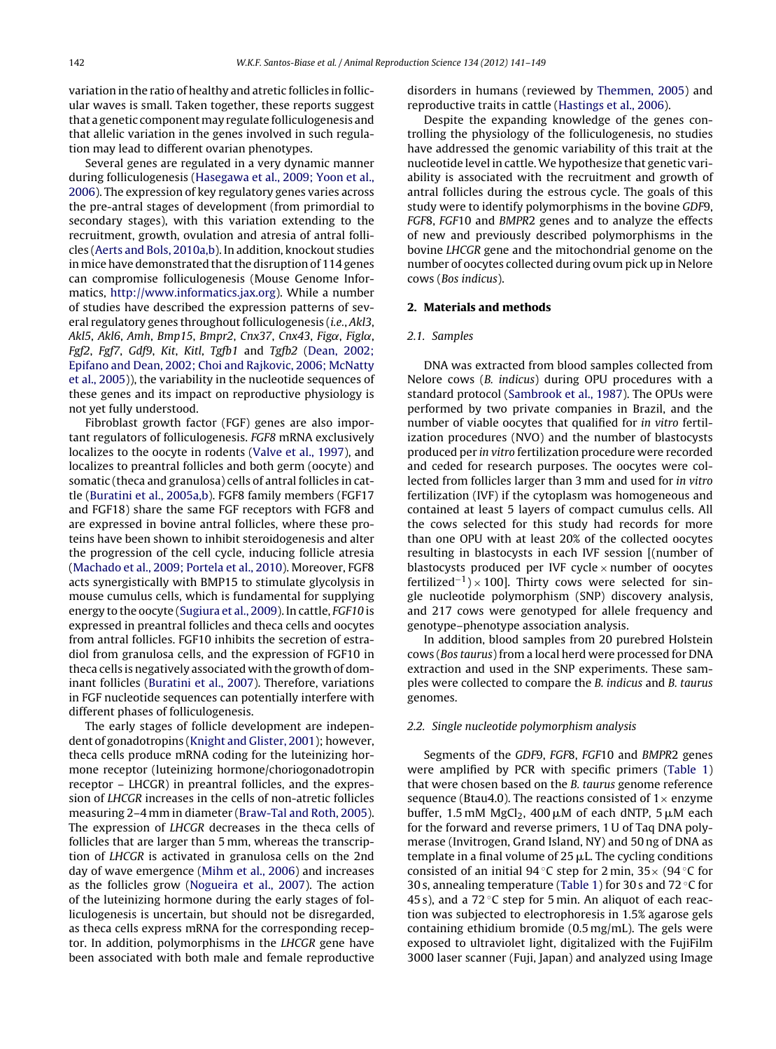variation in the ratio of healthy and atretic follicles in follicular waves is small. Taken together, these reports suggest that a genetic component may regulate folliculogenesis and that allelic variation in the genes involved in such regulation may lead to different ovarian phenotypes.

Several genes are regulated in a very dynamic manner during folliculogenesis (Hasegawa et al., 2009; Yoon et al., 2006). The expression of key regulatory genes varies across the pre-antral stages of development (from primordial to secondary stages), with this variation extending to the recruitment, growth, ovulation and atresia of antral follicles (Aerts and Bols, 2010a,b). In addition, knockout studies in mice have demonstrated that the disruption of 114 genes can compromise folliculogenesis (Mouse Genome Informatics, http://www.informatics.jax.org). While a number of studies have described the expression patterns of several regulatory genes throughout folliculogenesis (*i.e.*, *Akl3*, *Akl5*, *Akl6*, *Amh*, *Bmp15*, *Bmpr2*, *Cnx37*, *Cnx43*, *Figα*, *Figlα*, *Fgf2*, *Fgf7*, *Gdf9*, *Kit*, *Kitl*, *Tgfb1* and *Tgfb2* (Dean, 2002; Epifano and Dean, 2002; Choi and Rajkovic, 2006; McNatty et al., 2005)), the variability in the nucleotide sequences of these genes and its impact on reproductive physiology is not yet fully understood.

Fibroblast growth factor (FGF) genes are also important regulators of folliculogenesis. *FGF8* mRNA exclusively localizes to the oocyte in rodents (Valve et al., 1997), and localizes to preantral follicles and both germ (oocyte) and somatic (theca and granulosa) cells of antral follicles in cattle (Buratini et al., 2005a,b). FGF8 family members (FGF17 and FGF18) share the same FGF receptors with FGF8 and are expressed in bovine antral follicles, where these proteins have been shown to inhibit steroidogenesis and alter the progression of the cell cycle, inducing follicle atresia (Machado et al., 2009; Portela et al., 2010). Moreover, FGF8 acts synergistically with BMP15 to stimulate glycolysis in mouse cumulus cells, which is fundamental for supplying energy to the oocyte (Sugiura et al., 2009). In cattle, *FGF10* is expressed in preantral follicles and theca cells and oocytes from antral follicles. FGF10 inhibits the secretion of estradiol from granulosa cells, and the expression of FGF10 in theca cells is negatively associated with the growth of dominant follicles (Buratini et al., 2007). Therefore, variations in FGF nucleotide sequences can potentially interfere with different phases of folliculogenesis.

The early stages of follicle development are independent of gonadotropins (Knight and Glister, 2001); however, theca cells produce mRNA coding for the luteinizing hormone receptor (luteinizing hormone/choriogonadotropin receptor – LHCGR) in preantral follicles, and the expression of *LHCGR* increases in the cells of non-atretic follicles measuring 2–4 mm in diameter (Braw-Tal and Roth, 2005). The expression of *LHCGR* decreases in the theca cells of follicles that are larger than 5 mm, whereas the transcription of *LHCGR* is activated in granulosa cells on the 2nd day of wave emergence (Mihm et al., 2006) and increases as the follicles grow (Nogueira et al., 2007). The action of the luteinizing hormone during the early stages of folliculogenesis is uncertain, but should not be disregarded, as theca cells express mRNA for the corresponding receptor. In addition, polymorphisms in the *LHCGR* gene have been associated with both male and female reproductive disorders in humans (reviewed by Themmen, 2005) and reproductive traits in cattle (Hastings et al., 2006).

Despite the expanding knowledge of the genes controlling the physiology of the folliculogenesis, no studies have addressed the genomic variability of this trait at the nucleotide level in cattle. We hypothesize that genetic variability is associated with the recruitment and growth of antral follicles during the estrous cycle. The goals of this study were to identify polymorphisms in the bovine *GDF9*, *FGF8*, *FGF10* and *BMPR2* genes and to analyze the effects of new and previously described polymorphisms in the bovine *LHCGR* gene and the mitochondrial genome on the number of oocytes collected during ovum pick up in Nelore cows (*Bos indicus*).

## 2. Materials and methods

### 2.1. Samples

DNA was extracted from blood samples collected from Nelore cows (*B. indicus*) during OPU procedures with a standard protocol (Sambrook et al., 1987). The OPUs were performed by two private companies in Brazil, and the number of viable oocytes that qualified for *in vitro* fertilization procedures (NVO) and the number of blastocysts produced per *in vitro* fertilization procedure were recorded and ceded for research purposes. The oocytes were collected from follicles larger than 3 mm and used for *in vitro* fertilization (IVF) if the cytoplasm was homogeneous and contained at least 5 layers of compact cumulus cells. All the cows selected for this study had records for more than one OPU with at least 20% of the collected oocytes resulting in blastocysts in each IVF session [(number of blastocysts produced per IVF cycle × number of oocytes fertilized$^{-1}$) × 100]. Thirty cows were selected for single nucleotide polymorphism (SNP) discovery analysis, and 217 cows were genotyped for allele frequency and genotype–phenotype association analysis.

In addition, blood samples from 20 purebred Holstein cows (*Bos taurus*) from a local herd were processed for DNA extraction and used in the SNP experiments. These samples were collected to compare the *B. indicus* and *B. taurus* genomes.

### 2.2. Single nucleotide polymorphism analysis

Segments of the *GDF9*, *FGF8*, *FGF10* and *BMPR2* genes were amplified by PCR with specific primers (Table 1) that were chosen based on the *B. taurus* genome reference sequence (Btau4.0). The reactions consisted of 1× enzyme buffer, 1.5 mM $MgCl_2$, 400 μM of each dNTP, 5 μM each for the forward and reverse primers, 1 U of Taq DNA polymerase (Invitrogen, Grand Island, NY) and 50 ng of DNA as template in a final volume of 25 μL. The cycling conditions consisted of an initial 94 °C step for 2 min, 35× (94 °C for 30 s, annealing temperature (Table 1) for 30 s and 72 °C for 45 s), and a 72 °C step for 5 min. An aliquot of each reaction was subjected to electrophoresis in 1.5% agarose gels containing ethidium bromide (0.5 mg/mL). The gels were exposed to ultraviolet light, digitalized with the FujiFilm 3000 laser scanner (Fuji, Japan) and analyzed using Image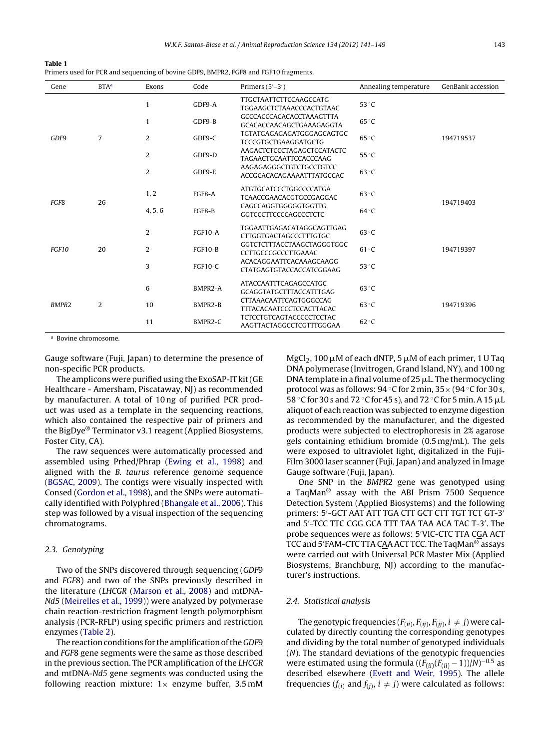**Table 1**
Primers used for PCR and sequencing of bovine GDF9, BMPR2, FGF8 and FGF10 fragments.

| Gene | BTA[a] | Exons | Code | Primers (5′–3′) | Annealing temperature | GenBank accession |
|---|---|---|---|---|---|---|
| *GDF9* | 7 | 1 | GDF9-A | TTGCTAATTCTTCCAAGCCATG<br>TGGAAGCTCTAAACCCACTGTAAC | 53 °C | 194719537 |
| | | 1 | GDF9-B | GCCCACCCACACACCTAAAGTTTA<br>GCACACCAACAGCTGAAAGAGGTA | 65 °C | |
| | | 2 | GDF9-C | TGTATGAGAGAGATGGGAGCAGTGC<br>TCCCGTGCTGAAGGATGCTG | 65 °C | |
| | | 2 | GDF9-D | AAGACTCTCCCTAGAGCTCCATACTC<br>TAGAACTGCAATTCCACCCAAG | 55 °C | |
| | | 2 | GDF9-E | AAGAGAGGGCTGTCTGCCTGTCC<br>ACCGCACACAGAAAATTTATGCCAC | 63 °C | |
| *FGF8* | 26 | 1, 2 | FGF8-A | ATGTGCATCCCTGGCCCCATGA<br>TCAACCGAACACGTGCCGAGGAC | 63 °C | 194719403 |
| | | 4, 5, 6 | FGF8-B | CAGCCAGGTGGGGGTGGTTG<br>GGTCCCTTCCCCAGCCCTCTC | 64 °C | |
| *FGF10* | 20 | 2 | FGF10-A | TGGAATTGAGACATAGGCAGTTGAG<br>CTTGGTGACTAGCCCTTTGTGC | 63 °C | 194719397 |
| | | 2 | FGF10-B | GGTCTCTTTACCTAAGCTAGGGTGGC<br>CCTTGCCCGCCCTTGAAAC | 61 °C | |
| | | 3 | FGF10-C | ACACAGGAATTCACAAAGCAAGG<br>CTATGAGTGTACCACCATCGGAAG | 53 °C | |
| *BMPR2* | 2 | 6 | BMPR2-A | ATACCAATTTCAGAGCCATGC<br>GCAGGTATGCTTTACCATTTGAG | 63 °C | 194719396 |
| | | 10 | BMPR2-B | CTTAAACAATTCAGTGGGCCAG<br>TTTACACAATCCCTCCACTTACAC | 63 °C | |
| | | 11 | BMPR2-C | TCTCCTGTCAGTACCCCCTCCTAC<br>AAGTTACTAGGCCTCGTTTGGGAA | 62 °C | |

[a] Bovine chromosome.

Gauge software (Fuji, Japan) to determine the presence of non-specific PCR products.

The amplicons were purified using the ExoSAP-IT kit (GE Healthcare - Amersham, Piscataway, NJ) as recommended by manufacturer. A total of 10 ng of purified PCR product was used as a template in the sequencing reactions, which also contained the respective pair of primers and the BigDye® Terminator v3.1 reagent (Applied Biosystems, Foster City, CA).

The raw sequences were automatically processed and assembled using Prhed/Phrap (Ewing et al., 1998) and aligned with the *B. taurus* reference genome sequence (BGSAC, 2009). The contigs were visually inspected with Consed (Gordon et al., 1998), and the SNPs were automatically identified with Polyphred (Bhangale et al., 2006). This step was followed by a visual inspection of the sequencing chromatograms.

### 2.3. Genotyping

Two of the SNPs discovered through sequencing (*GDF*9 and *FGF*8) and two of the SNPs previously described in the literature (*LHCGR* (Marson et al., 2008) and mtDNA-*Nd5* (Meirelles et al., 1999)) were analyzed by polymerase chain reaction-restriction fragment length polymorphism analysis (PCR-RFLP) using specific primers and restriction enzymes (Table 2).

The reaction conditions for the amplification of the *GDF*9 and *FGF*8 gene segments were the same as those described in the previous section. The PCR amplification of the *LHCGR* and mtDNA-*Nd5* gene segments was conducted using the following reaction mixture: 1× enzyme buffer, 3.5 mM $MgCl_2$, 100 μM of each dNTP, 5 μM of each primer, 1 U Taq DNA polymerase (Invitrogen, Grand Island, NY), and 100 ng DNA template in a final volume of 25 μL. The thermocycling protocol was as follows: 94 °C for 2 min, 35× (94 °C for 30 s, 58 °C for 30 s and 72 °C for 45 s), and 72 °C for 5 min. A 15 μL aliquot of each reaction was subjected to enzyme digestion as recommended by the manufacturer, and the digested products were subjected to electrophoresis in 2% agarose gels containing ethidium bromide (0.5 mg/mL). The gels were exposed to ultraviolet light, digitalized in the Fuji-Film 3000 laser scanner (Fuji, Japan) and analyzed in Image Gauge software (Fuji, Japan).

One SNP in the *BMPR*2 gene was genotyped using a TaqMan® assay with the ABI Prism 7500 Sequence Detection System (Applied Biosystems) and the following primers: 5′-GCT AAT ATT TGA CTT GCT CTT TGT TCT GT-3′ and 5′-TCC TTC CGG GCA TTT TAA TAA ACA TAC T-3′. The probe sequences were as follows: 5′VIC-CTC TTA CGA ACT TCC and 5′FAM-CTC TTA CAA ACT TCC. The TaqMan® assays were carried out with Universal PCR Master Mix (Applied Biosystems, Branchburg, NJ) according to the manufacturer's instructions.

### 2.4. Statistical analysis

The genotypic frequencies ($F_{(ii)}, F_{(ij)}, F_{(jj)}, i \neq j$) were calculated by directly counting the corresponding genotypes and dividing by the total number of genotyped individuals ($N$). The standard deviations of the genotypic frequencies were estimated using the formula $((F_{(ii)}(F_{(ii)} - 1))/N)^{-0.5}$ as described elsewhere (Evett and Weir, 1995). The allele frequencies ($f_{(i)}$ and $f_{(j)}, i \neq j$) were calculated as follows: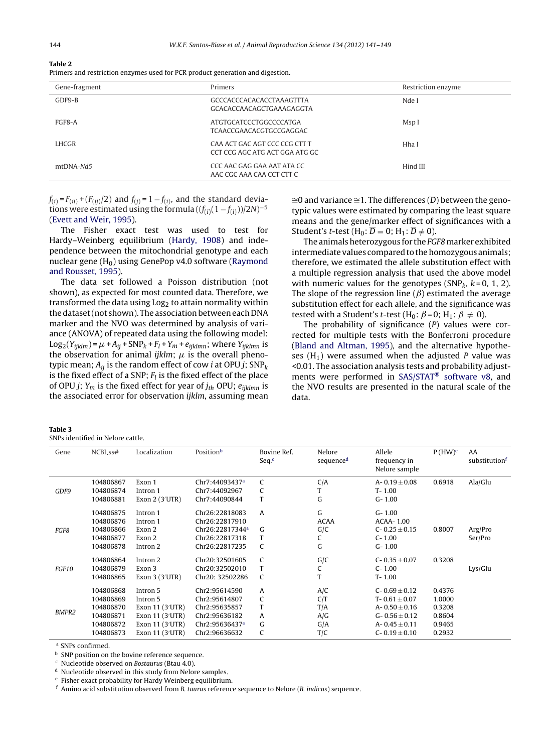**Table 2**
Primers and restriction enzymes used for PCR product generation and digestion.

| Gene-fragment | Primers | Restriction enzyme |
|---|---|---|
| GDF9-B | GCCCACCCACACACCTAAAGTTTA<br>GCACACCAACAGCTGAAAGAGGTA | Nde I |
| FGF8-A | ATGTGCATCCCTGGCCCCATGA<br>TCAACCGAACACGTGCCGAGGAC | Msp I |
| LHCGR | CAA ACT GAC AGT CCC CCG CTT T<br>CCT CCG AGC ATG ACT GGA ATG GC | Hha I |
| mtDNA-*Nd5* | CCC AAC GAG GAA AAT ATA CC<br>AAC CGC AAA CAA CCT CTT C | Hind III |

$f_{(i)} = F_{(ii)} + (F_{(ij)}/2)$ and $f_{(j)} = 1 - f_{(i)}$, and the standard deviations were estimated using the formula $((f_{(i)}(1-f_{(i)}))/2N)^{-5}$ (Evett and Weir, 1995).

The Fisher exact test was used to test for Hardy–Weinberg equilibrium (Hardy, 1908) and independence between the mitochondrial genotype and each nuclear gene ($H_0$) using GenePop v4.0 software (Raymond and Rousset, 1995).

The data set followed a Poisson distribution (not shown), as expected for most counted data. Therefore, we transformed the data using $Log_2$ to attain normality within the dataset (not shown). The association between each DNA marker and the NVO was determined by analysis of variance (ANOVA) of repeated data using the following model: $Log_2(Y_{ijklm}) = \mu + A_{ij} + SNP_k + F_l + Y_m + e_{ijklmn}$; where $Y_{ijklmn}$ is the observation for animal *ijklm*; $\mu$ is the overall phenotypic mean; $A_{ij}$ is the random effect of cow *i* at OPU *j*; $SNP_k$ is the fixed effect of a SNP; $F_l$ is the fixed effect of the place of OPU *j*; $Y_m$ is the fixed effect for year of $j_{th}$ OPU; $e_{ijklmn}$ is the associated error for observation *ijklm*, assuming mean $\cong 0$ and variance $\cong 1$. The differences ($\overline{D}$) between the genotypic values were estimated by comparing the least square means and the gene/marker effect of significances with a Student's *t*-test ($H_0$: $\overline{D} = 0$; $H_1$: $\overline{D} \neq 0$).

The animals heterozygous for the *FGF8* marker exhibited intermediate values compared to the homozygous animals; therefore, we estimated the allele substitution effect with a multiple regression analysis that used the above model with numeric values for the genotypes ($SNP_k$, $k = 0, 1, 2$). The slope of the regression line ($\beta$) estimated the average substitution effect for each allele, and the significance was tested with a Student's *t*-test ($H_0$: $\beta = 0$; $H_1$: $\beta \neq 0$).

The probability of significance (*P*) values were corrected for multiple tests with the Bonferroni procedure (Bland and Altman, 1995), and the alternative hypotheses ($H_1$) were assumed when the adjusted *P* value was <0.01. The association analysis tests and probability adjustments were performed in SAS/STAT® software v8, and the NVO results are presented in the natural scale of the data.

**Table 3**
SNPs identified in Nelore cattle.

| Gene | NCBI_ss# | Localization | Position[b] | Bovine Ref. Seq.[c] | Nelore sequence[d] | Allele frequency in Nelore sample | P (HW)[e] | AA substitution[f] |
|---|---|---|---|---|---|---|---|---|
| *GDF9* | 104806867 | Exon 1 | Chr7:44093437[a] | C | C/A | A- 0.19 ± 0.08 | 0.6918 | Ala/Glu |
| | 104806874 | Intron 1 | Chr7:44092967 | C | T | T- 1.00 | | |
| | 104806881 | Exon 2 (3′UTR) | Chr7:44090844 | T | G | G- 1.00 | | |
| *FGF8* | 104806875 | Intron 1 | Chr26:22818083 | A | G | G- 1.00 | | |
| | 104806876 | Intron 1 | Chr26:22817910 | | ACAA | ACAA- 1.00 | | |
| | 104806866 | Exon 2 | Chr26:22817344[a] | G | G/C | C- 0.25 ± 0.15 | 0.8007 | Arg/Pro |
| | 104806877 | Exon 2 | Chr26:22817318 | T | C | C- 1.00 | | Ser/Pro |
| | 104806878 | Intron 2 | Chr26:22817235 | C | G | G- 1.00 | | |
| *FGF10* | 104806864 | Intron 2 | Chr20:32501605 | C | G/C | C- 0.35 ± 0.07 | 0.3208 | |
| | 104806879 | Exon 3 | Chr20:32502010 | T | C | C- 1.00 | | Lys/Glu |
| | 104806865 | Exon 3 (3′UTR) | Chr20: 32502286 | C | T | T- 1.00 | | |
| *BMPR2* | 104806868 | Intron 5 | Chr2:95614590 | A | A/C | C- 0.69 ± 0.12 | 0.4376 | |
| | 104806869 | Intron 5 | Chr2:95614807 | C | C/T | T- 0.61 ± 0.07 | 1.0000 | |
| | 104806870 | Exon 11 (3′UTR) | Chr2:95635857 | T | T/A | A- 0.50 ± 0.16 | 0.3208 | |
| | 104806871 | Exon 11 (3′UTR) | Chr2:95636182 | A | A/G | G- 0.56 ± 0.12 | 0.8604 | |
| | 104806872 | Exon 11 (3′UTR) | Chr2:95636437[a] | G | G/A | A- 0.45 ± 0.11 | 0.9465 | |
| | 104806873 | Exon 11 (3′UTR) | Chr2:96636632 | C | T/C | C- 0.19 ± 0.10 | 0.2932 | |

[a] SNPs confirmed.
[b] SNP position on the bovine reference sequence.
[c] Nucleotide observed on *Bostaurus* (Btau 4.0).
[d] Nucleotide observed in this study from Nelore samples.
[e] Fisher exact probability for Hardy Weinberg equilibrium.
[f] Amino acid substitution observed from *B. taurus* reference sequence to Nelore (*B. indicus*) sequence.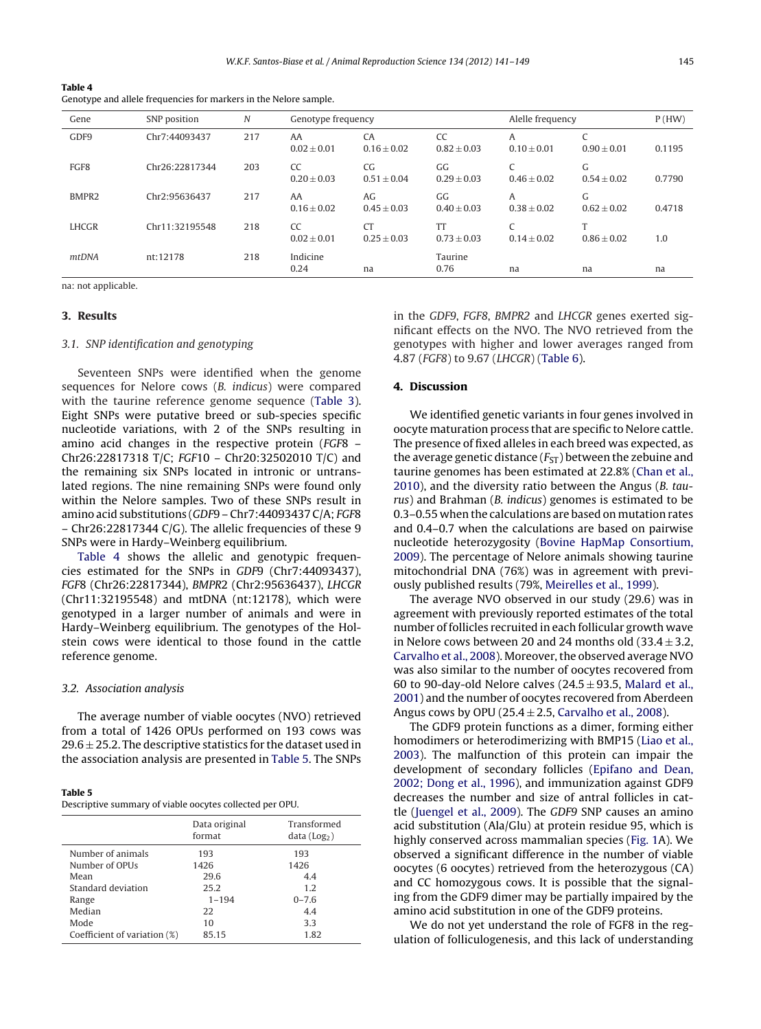**Table 4**
Genotype and allele frequencies for markers in the Nelore sample.

| Gene | SNP position | N | Genotype frequency | | | Alelle frequency | | P (HW) |
|---|---|---|---|---|---|---|---|---|
| GDF9 | Chr7:44093437 | 217 | AA $0.02 \pm 0.01$ | CA $0.16 \pm 0.02$ | CC $0.82 \pm 0.03$ | A $0.10 \pm 0.01$ | C $0.90 \pm 0.01$ | 0.1195 |
| FGF8 | Chr26:22817344 | 203 | CC $0.20 \pm 0.03$ | CG $0.51 \pm 0.04$ | GG $0.29 \pm 0.03$ | C $0.46 \pm 0.02$ | G $0.54 \pm 0.02$ | 0.7790 |
| BMPR2 | Chr2:95636437 | 217 | AA $0.16 \pm 0.02$ | AG $0.45 \pm 0.03$ | GG $0.40 \pm 0.03$ | A $0.38 \pm 0.02$ | G $0.62 \pm 0.02$ | 0.4718 |
| LHCGR | Chr11:32195548 | 218 | CC $0.02 \pm 0.01$ | CT $0.25 \pm 0.03$ | TT $0.73 \pm 0.03$ | C $0.14 \pm 0.02$ | T $0.86 \pm 0.02$ | 1.0 |
| *mtDNA* | nt:12178 | 218 | Indicine 0.24 | na | Taurine 0.76 | na | na | na |

na: not applicable.

## 3. Results

### 3.1. SNP identification and genotyping

Seventeen SNPs were identified when the genome sequences for Nelore cows (*B. indicus*) were compared with the taurine reference genome sequence (Table 3). Eight SNPs were putative breed or sub-species specific nucleotide variations, with 2 of the SNPs resulting in amino acid changes in the respective protein (*FGF*8 – Chr26:22817318 T/C; *FGF*10 – Chr20:32502010 T/C) and the remaining six SNPs located in intronic or untranslated regions. The nine remaining SNPs were found only within the Nelore samples. Two of these SNPs result in amino acid substitutions (*GDF*9 – Chr7:44093437 C/A; *FGF*8 – Chr26:22817344 C/G). The allelic frequencies of these 9 SNPs were in Hardy–Weinberg equilibrium.

Table 4 shows the allelic and genotypic frequencies estimated for the SNPs in *GDF*9 (Chr7:44093437), *FGF*8 (Chr26:22817344), *BMPR*2 (Chr2:95636437), *LHCGR* (Chr11:32195548) and mtDNA (nt:12178), which were genotyped in a larger number of animals and were in Hardy–Weinberg equilibrium. The genotypes of the Holstein cows were identical to those found in the cattle reference genome.

### 3.2. Association analysis

The average number of viable oocytes (NVO) retrieved from a total of 1426 OPUs performed on 193 cows was $29.6 \pm 25.2$. The descriptive statistics for the dataset used in the association analysis are presented in Table 5. The SNPs in the *GDF*9, *FGF*8, *BMPR*2 and *LHCGR* genes exerted significant effects on the NVO. The NVO retrieved from the genotypes with higher and lower averages ranged from 4.87 (*FGF*8) to 9.67 (*LHCGR*) (Table 6).

**Table 5**
Descriptive summary of viable oocytes collected per OPU.

| | Data original format | Transformed data ($Log_2$) |
|---|---|---|
| Number of animals | 193 | 193 |
| Number of OPUs | 1426 | 1426 |
| Mean | 29.6 | 4.4 |
| Standard deviation | 25.2 | 1.2 |
| Range | 1–194 | 0–7.6 |
| Median | 22 | 4.4 |
| Mode | 10 | 3.3 |
| Coefficient of variation (%) | 85.15 | 1.82 |

## 4. Discussion

We identified genetic variants in four genes involved in oocyte maturation process that are specific to Nelore cattle. The presence of fixed alleles in each breed was expected, as the average genetic distance ($F_{ST}$) between the zebuine and taurine genomes has been estimated at 22.8% (Chan et al., 2010), and the diversity ratio between the Angus (*B. taurus*) and Brahman (*B. indicus*) genomes is estimated to be 0.3–0.55 when the calculations are based on mutation rates and 0.4–0.7 when the calculations are based on pairwise nucleotide heterozygosity (Bovine HapMap Consortium, 2009). The percentage of Nelore animals showing taurine mitochondrial DNA (76%) was in agreement with previously published results (79%, Meirelles et al., 1999).

The average NVO observed in our study (29.6) was in agreement with previously reported estimates of the total number of follicles recruited in each follicular growth wave in Nelore cows between 20 and 24 months old ($33.4 \pm 3.2$, Carvalho et al., 2008). Moreover, the observed average NVO was also similar to the number of oocytes recovered from 60 to 90-day-old Nelore calves ($24.5 \pm 93.5$, Malard et al., 2001) and the number of oocytes recovered from Aberdeen Angus cows by OPU ($25.4 \pm 2.5$, Carvalho et al., 2008).

The GDF9 protein functions as a dimer, forming either homodimers or heterodimerizing with BMP15 (Liao et al., 2003). The malfunction of this protein can impair the development of secondary follicles (Epifano and Dean, 2002; Dong et al., 1996), and immunization against GDF9 decreases the number and size of antral follicles in cattle (Juengel et al., 2009). The *GDF9* SNP causes an amino acid substitution (Ala/Glu) at protein residue 95, which is highly conserved across mammalian species (Fig. 1A). We observed a significant difference in the number of viable oocytes (6 oocytes) retrieved from the heterozygous (CA) and CC homozygous cows. It is possible that the signaling from the GDF9 dimer may be partially impaired by the amino acid substitution in one of the GDF9 proteins.

We do not yet understand the role of FGF8 in the regulation of folliculogenesis, and this lack of understanding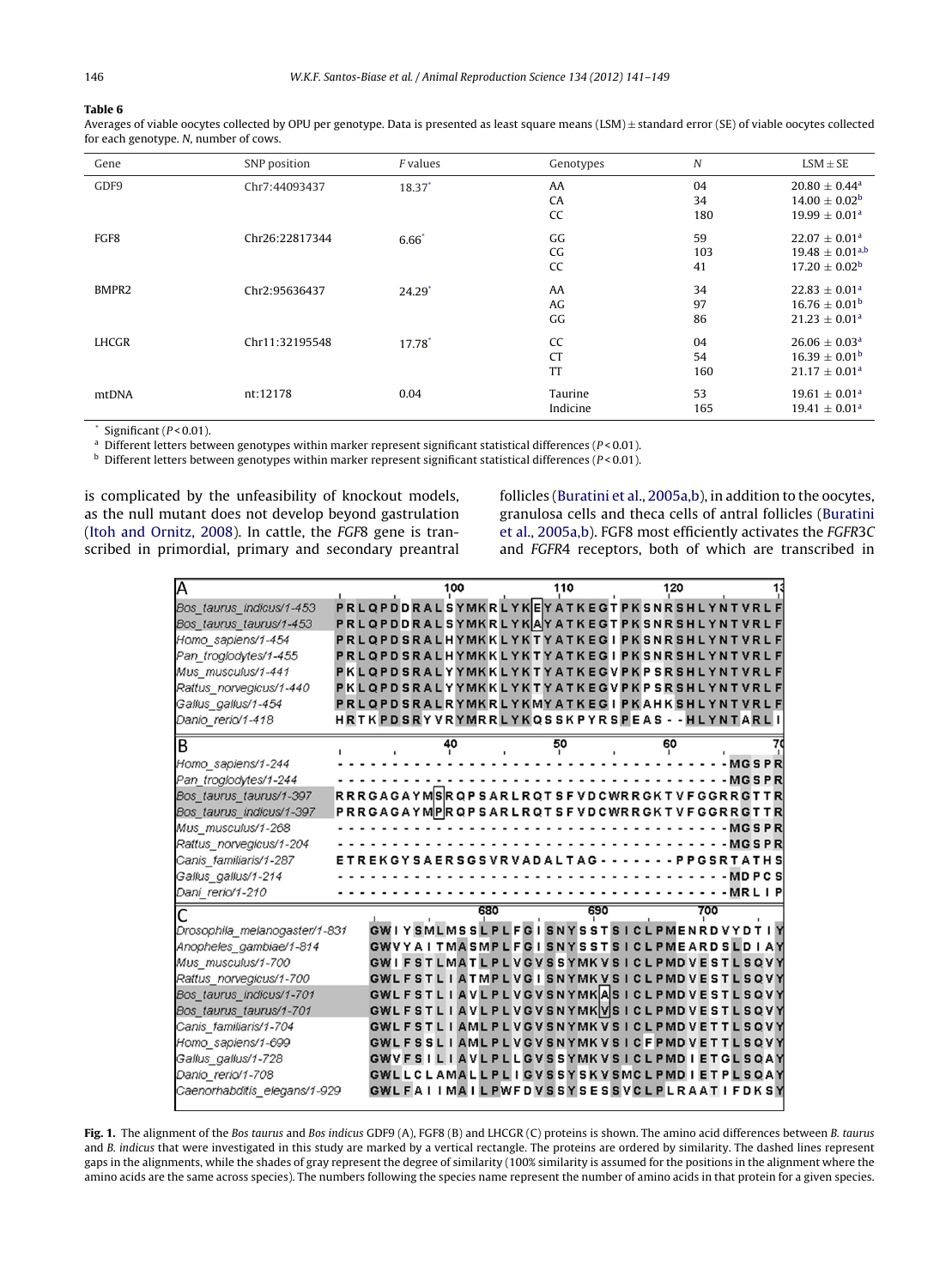**Table 6**

Averages of viable oocytes collected by OPU per genotype. Data is presented as least square means (LSM) ± standard error (SE) of viable oocytes collected for each genotype. *N*, number of cows.

| Gene | SNP position | *F* values | Genotypes | *N* | LSM ± SE |
|---|---|---|---|---|---|
| GDF9 | Chr7:44093437 | 18.37* | AA | 04 | 20.80 ± 0.44[a] |
| | | | CA | 34 | 14.00 ± 0.02[b] |
| | | | CC | 180 | 19.99 ± 0.01[a] |
| FGF8 | Chr26:22817344 | 6.66* | GG | 59 | 22.07 ± 0.01[a] |
| | | | CG | 103 | 19.48 ± 0.01[a,b] |
| | | | CC | 41 | 17.20 ± 0.02[b] |
| BMPR2 | Chr2:95636437 | 24.29* | AA | 34 | 22.83 ± 0.01[a] |
| | | | AG | 97 | 16.76 ± 0.01[b] |
| | | | GG | 86 | 21.23 ± 0.01[a] |
| LHCGR | Chr11:32195548 | 17.78* | CC | 04 | 26.06 ± 0.03[a] |
| | | | CT | 54 | 16.39 ± 0.01[b] |
| | | | TT | 160 | 21.17 ± 0.01[a] |
| mtDNA | nt:12178 | 0.04 | Taurine | 53 | 19.61 ± 0.01[a] |
| | | | Indicine | 165 | 19.41 ± 0.01[a] |

* Significant ($P < 0.01$).

[a] Different letters between genotypes within marker represent significant statistical differences ($P < 0.01$).

[b] Different letters between genotypes within marker represent significant statistical differences ($P < 0.01$).

is complicated by the unfeasibility of knockout models, as the null mutant does not develop beyond gastrulation (Itoh and Ornitz, 2008). In cattle, the *FGF*8 gene is transcribed in primordial, primary and secondary preantral follicles (Buratini et al., 2005a,b), in addition to the oocytes, granulosa cells and theca cells of antral follicles (Buratini et al., 2005a,b). FGF8 most efficiently activates the *FGFR3C* and *FGFR4* receptors, both of which are transcribed in

```
A                                100          110          120
Bos_taurus_indicus/1-453     PRLQPDDRALSYMKRLYKEYATKEGTPKSNRSHLYNTVRLF
Bos_taurus_taurus/1-453      PRLQPDDRALSYMKRLYKAYATKEGTPKSNRSHLYNTVRLF
Homo_sapiens/1-454           PRLQPDSRALHYMKKLYKTYATKEGIPKSNRSHLYNTVRLF
Pan_troglodytes/1-455        PRLQPDSRALHYMKKLYKTYATKEGIPKSNRSHLYNTVRLF
Mus_musculus/1-441           PKLQPDSRALYYMKKLYKTYATKEGVPKPSRSHLYNTVRLF
Rattus_norvegicus/1-440      PKLQPDSRALYYMKKLYKTYATKEGVPKPSRSHLYNTVRLF
Gallus_gallus/1-454          PRLQPDSRALRYMKRLYKMYATKEGIPKAHKSHLYNTVRLF
Danio_rerio/1-418            HRTKPDSRYVRYMRRLYKQSSKPYRSPEAS--HLYNTARLI

B                                 40           50           60
Homo_sapiens/1-244           -----------------------------------MGSPR
Pan_troglodytes/1-244        -----------------------------------MGSPR
Bos_taurus_taurus/1-397      RRRGAGAYMSRQPSARLRQTSFVDCWRRGKTVFGGRRGTTR
Bos_taurus_indicus/1-397     PRRGAGAYMPRQPSARLRQTSFVDCWRRGKTVFGGRRGTTR
Mus_musculus/1-268           -----------------------------------MGSPR
Rattus_norvegicus/1-204      -----------------------------------MGSPR
Canis_familiaris/1-287       ETREKGYSAERSGSVRVADALTAG-------PPGSRTATHS
Gallus_gallus/1-214          -----------------------------------MDPCS
Dani_rerio/1-210             -----------------------------------MRLIP

C                                680          690          700
Drosophila_melanogaster/1-831    GWIYSMLMSSLPLFGISNYSSTSICLPMENRDVYDTIY
Anopheles_gambiae/1-814          GWVYAITMASMPLFGISNYSSTSICLPMEARDSLDIAY
Mus_musculus/1-700               GWIFSTLMATLPLVGVSSYMKVSICLPMDVESTLSQVY
Rattus_norvegicus/1-700          GWLFSTLIATMPLVGISNYMKVSICLPMDVESTLSQVY
Bos_taurus_indicus/1-701         GWLFSTLIAVLPLVGVSNYMKASICLPMDVESTLSQVY
Bos_taurus_taurus/1-701          GWLFSTLIAVLPLVGVSNYMKVSICLPMDVESTLSQVY
Canis_familiaris/1-704           GWLFSTLIAMLPLVGVSNYMKVSICLPMDVETTLSQVY
Homo_sapiens/1-699               GWLFSSLIAMLPLVGVSNYMKVSICFPMDVETTLSQVY
Gallus_gallus/1-728              GWVFSILIAVLPLLGVSSYMKVSICLPMDIETGLSQAY
Danio_rerio/1-708                GWLLCLAMALLPLIGVSSYSKVSMCLPMDIETPLSQAY
Caenorhabditis_elegans/1-929     GWLFAIIMAILPWFDVSSYSESSVCLPLRAATIFDKSY
```

**Fig. 1.** The alignment of the *Bos taurus* and *Bos indicus* GDF9 (A), FGF8 (B) and LHCGR (C) proteins is shown. The amino acid differences between *B. taurus* and *B. indicus* that were investigated in this study are marked by a vertical rectangle. The proteins are ordered by similarity. The dashed lines represent gaps in the alignments, while the shades of gray represent the degree of similarity (100% similarity is assumed for the positions in the alignment where the amino acids are the same across species). The numbers following the species name represent the number of amino acids in that protein for a given species.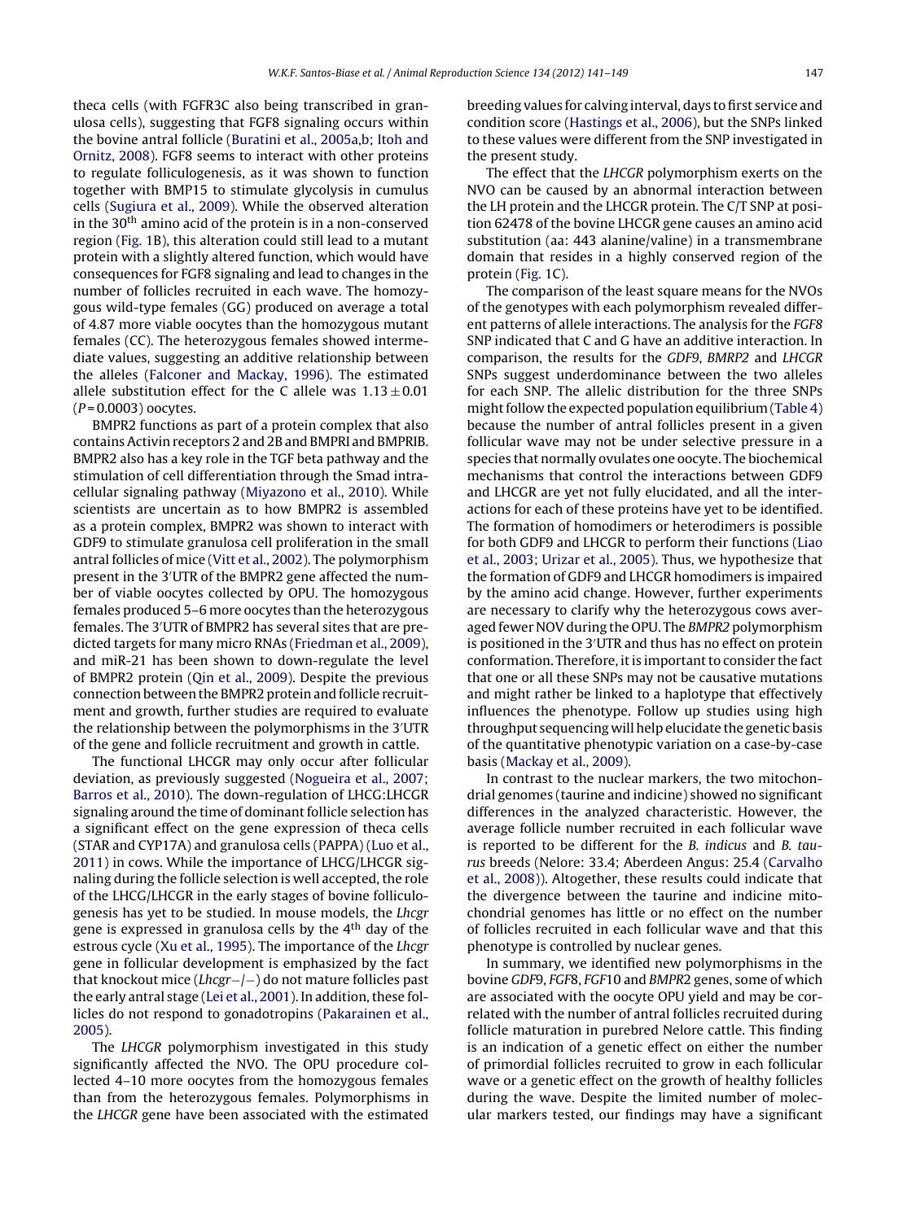theca cells (with FGFR3C also being transcribed in granulosa cells), suggesting that FGF8 signaling occurs within the bovine antral follicle (Buratini et al., 2005a,b; Itoh and Ornitz, 2008). FGF8 seems to interact with other proteins to regulate folliculogenesis, as it was shown to function together with BMP15 to stimulate glycolysis in cumulus cells (Sugiura et al., 2009). While the observed alteration in the 30th amino acid of the protein is in a non-conserved region (Fig. 1B), this alteration could still lead to a mutant protein with a slightly altered function, which would have consequences for FGF8 signaling and lead to changes in the number of follicles recruited in each wave. The homozygous wild-type females (GG) produced on average a total of 4.87 more viable oocytes than the homozygous mutant females (CC). The heterozygous females showed intermediate values, suggesting an additive relationship between the alleles (Falconer and Mackay, 1996). The estimated allele substitution effect for the C allele was $1.13 \pm 0.01$ ($P = 0.0003$) oocytes.

BMPR2 functions as part of a protein complex that also contains Activin receptors 2 and 2B and BMPRI and BMPRIB. BMPR2 also has a key role in the TGF beta pathway and the stimulation of cell differentiation through the Smad intracellular signaling pathway (Miyazono et al., 2010). While scientists are uncertain as to how BMPR2 is assembled as a protein complex, BMPR2 was shown to interact with GDF9 to stimulate granulosa cell proliferation in the small antral follicles of mice (Vitt et al., 2002). The polymorphism present in the 3′UTR of the BMPR2 gene affected the number of viable oocytes collected by OPU. The homozygous females produced 5–6 more oocytes than the heterozygous females. The 3′UTR of BMPR2 has several sites that are predicted targets for many micro RNAs (Friedman et al., 2009), and miR-21 has been shown to down-regulate the level of BMPR2 protein (Qin et al., 2009). Despite the previous connection between the BMPR2 protein and follicle recruitment and growth, further studies are required to evaluate the relationship between the polymorphisms in the 3′UTR of the gene and follicle recruitment and growth in cattle.

The functional LHCGR may only occur after follicular deviation, as previously suggested (Nogueira et al., 2007; Barros et al., 2010). The down-regulation of LHCG:LHCGR signaling around the time of dominant follicle selection has a significant effect on the gene expression of theca cells (STAR and CYP17A) and granulosa cells (PAPPA) (Luo et al., 2011) in cows. While the importance of LHCG/LHCGR signaling during the follicle selection is well accepted, the role of the LHCG/LHCGR in the early stages of bovine folliculogenesis has yet to be studied. In mouse models, the *Lhcgr* gene is expressed in granulosa cells by the 4th day of the estrous cycle (Xu et al., 1995). The importance of the *Lhcgr* gene in follicular development is emphasized by the fact that knockout mice (*Lhcgr*−/−) do not mature follicles past the early antral stage (Lei et al., 2001). In addition, these follicles do not respond to gonadotropins (Pakarainen et al., 2005).

The *LHCGR* polymorphism investigated in this study significantly affected the NVO. The OPU procedure collected 4–10 more oocytes from the homozygous females than from the heterozygous females. Polymorphisms in the *LHCGR* gene have been associated with the estimated breeding values for calving interval, days to first service and condition score (Hastings et al., 2006), but the SNPs linked to these values were different from the SNP investigated in the present study.

The effect that the *LHCGR* polymorphism exerts on the NVO can be caused by an abnormal interaction between the LH protein and the LHCGR protein. The C/T SNP at position 62478 of the bovine LHCGR gene causes an amino acid substitution (aa: 443 alanine/valine) in a transmembrane domain that resides in a highly conserved region of the protein (Fig. 1C).

The comparison of the least square means for the NVOs of the genotypes with each polymorphism revealed different patterns of allele interactions. The analysis for the *FGF8* SNP indicated that C and G have an additive interaction. In comparison, the results for the *GDF9*, *BMRP2* and *LHCGR* SNPs suggest underdominance between the two alleles for each SNP. The allelic distribution for the three SNPs might follow the expected population equilibrium (Table 4) because the number of antral follicles present in a given follicular wave may not be under selective pressure in a species that normally ovulates one oocyte. The biochemical mechanisms that control the interactions between GDF9 and LHCGR are yet not fully elucidated, and all the interactions for each of these proteins have yet to be identified. The formation of homodimers or heterodimers is possible for both GDF9 and LHCGR to perform their functions (Liao et al., 2003; Urizar et al., 2005). Thus, we hypothesize that the formation of GDF9 and LHCGR homodimers is impaired by the amino acid change. However, further experiments are necessary to clarify why the heterozygous cows averaged fewer NOV during the OPU. The *BMPR2* polymorphism is positioned in the 3′UTR and thus has no effect on protein conformation. Therefore, it is important to consider the fact that one or all these SNPs may not be causative mutations and might rather be linked to a haplotype that effectively influences the phenotype. Follow up studies using high throughput sequencing will help elucidate the genetic basis of the quantitative phenotypic variation on a case-by-case basis (Mackay et al., 2009).

In contrast to the nuclear markers, the two mitochondrial genomes (taurine and indicine) showed no significant differences in the analyzed characteristic. However, the average follicle number recruited in each follicular wave is reported to be different for the *B. indicus* and *B. taurus* breeds (Nelore: 33.4; Aberdeen Angus: 25.4 (Carvalho et al., 2008)). Altogether, these results could indicate that the divergence between the taurine and indicine mitochondrial genomes has little or no effect on the number of follicles recruited in each follicular wave and that this phenotype is controlled by nuclear genes.

In summary, we identified new polymorphisms in the bovine *GDF9*, *FGF8*, *FGF10* and *BMPR2* genes, some of which are associated with the oocyte OPU yield and may be correlated with the number of antral follicles recruited during follicle maturation in purebred Nelore cattle. This finding is an indication of a genetic effect on either the number of primordial follicles recruited to grow in each follicular wave or a genetic effect on the growth of healthy follicles during the wave. Despite the limited number of molecular markers tested, our findings may have a significant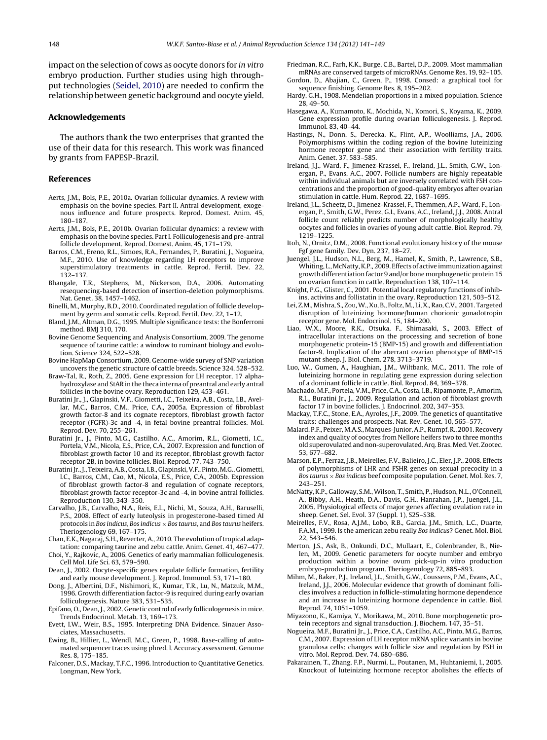impact on the selection of cows as oocyte donors for *in vitro* embryo production. Further studies using high throughput technologies (Seidel, 2010) are needed to confirm the relationship between genetic background and oocyte yield.

## Acknowledgements

The authors thank the two enterprises that granted the use of their data for this research. This work was financed by grants from FAPESP-Brazil.

## References

Aerts, J.M., Bols, P.E., 2010a. Ovarian follicular dynamics. A review with emphasis on the bovine species. Part II. Antral development, exogenous influence and future prospects. Reprod. Domest. Anim. 45, 180–187.

Aerts, J.M., Bols, P.E., 2010b. Ovarian follicular dynamics: a review with emphasis on the bovine species. Part I. Folliculogenesis and pre-antral follicle development. Reprod. Domest. Anim. 45, 171–179.

Barros, C.M., Ereno, R.L., Simoes, R.A., Fernandes, P., Buratini, J., Nogueira, M.F., 2010. Use of knowledge regarding LH receptors to improve superstimulatory treatments in cattle. Reprod. Fertil. Dev. 22, 132–137.

Bhangale, T.R., Stephens, M., Nickerson, D.A., 2006. Automating resequencing-based detection of insertion-deletion polymorphisms. Nat. Genet. 38, 1457–1462.

Binelli, M., Murphy, B.D., 2010. Coordinated regulation of follicle development by germ and somatic cells. Reprod. Fertil. Dev. 22, 1–12.

Bland, J.M., Altman, D.G., 1995. Multiple significance tests: the Bonferroni method. BMJ 310, 170.

Bovine Genome Sequencing and Analysis Consortium, 2009. The genome sequence of taurine cattle: a window to ruminant biology and evolution. Science 324, 522–528.

Bovine HapMap Consortium, 2009. Genome-wide survey of SNP variation uncovers the genetic structure of cattle breeds. Science 324, 528–532.

Braw-Tal, R., Roth, Z., 2005. Gene expression for LH receptor, 17 alpha-hydroxylase and StAR in the theca interna of preantral and early antral follicles in the bovine ovary. Reproduction 129, 453–461.

Buratini Jr., J., Glapinski, V.F., Giometti, I.C., Teixeira, A.B., Costa, I.B., Avellar, M.C., Barros, C.M., Price, C.A., 2005a. Expression of fibroblast growth factor-8 and its cognate receptors, fibroblast growth factor receptor (FGFR)-3c and -4, in fetal bovine preantral follicles. Mol. Reprod. Dev. 70, 255–261.

Buratini Jr., J., Pinto, M.G., Castilho, A.C., Amorim, R.L., Giometti, I.C., Portela, V.M., Nicola, E.S., Price, C.A., 2007. Expression and function of fibroblast growth factor 10 and its receptor, fibroblast growth factor receptor 2B, in bovine follicles. Biol. Reprod. 77, 743–750.

Buratini Jr., J., Teixeira, A.B., Costa, I.B., Glapinski, V.F., Pinto, M.G., Giometti, I.C., Barros, C.M., Cao, M., Nicola, E.S., Price, C.A., 2005b. Expression of fibroblast growth factor-8 and regulation of cognate receptors, fibroblast growth factor receptor-3c and -4, in bovine antral follicles. Reproduction 130, 343–350.

Carvalho, J.B., Carvalho, N.A., Reis, E.L., Nichi, M., Souza, A.H., Baruselli, P.S., 2008. Effect of early luteolysis in progesterone-based timed AI protocols in *Bos indicus*, *Bos indicus* × *Bos taurus*, and *Bos taurus* heifers. Theriogenology 69, 167–175.

Chan, E.K., Nagaraj, S.H., Reverter, A., 2010. The evolution of tropical adaptation: comparing taurine and zebu cattle. Anim. Genet. 41, 467–477.

Choi, Y., Rajkovic, A., 2006. Genetics of early mammalian folliculogenesis. Cell Mol. Life Sci. 63, 579–590.

Dean, J., 2002. Oocyte-specific genes regulate follicle formation, fertility and early mouse development. J. Reprod. Immunol. 53, 171–180.

Dong, J., Albertini, D.F., Nishimori, K., Kumar, T.R., Lu, N., Matzuk, M.M., 1996. Growth differentiation factor-9 is required during early ovarian folliculogenesis. Nature 383, 531–535.

Epifano, O., Dean, J., 2002. Genetic control of early folliculogenesis in mice. Trends Endocrinol. Metab. 13, 169–173.

Evett, I.W., Weir, B.S., 1995. Interpreting DNA Evidence. Sinauer Associates, Massachusetts.

Ewing, B., Hillier, L., Wendl, M.C., Green, P., 1998. Base-calling of automated sequencer traces using phred. I. Accuracy assessment. Genome Res. 8, 175–185.

Falconer, D.S., Mackay, T.F.C., 1996. Introduction to Quantitative Genetics. Longman, New York.

Friedman, R.C., Farh, K.K., Burge, C.B., Bartel, D.P., 2009. Most mammalian mRNAs are conserved targets of microRNAs. Genome Res. 19, 92–105.

Gordon, D., Abajian, C., Green, P., 1998. Consed: a graphical tool for sequence finishing. Genome Res. 8, 195–202.

Hardy, G.H., 1908. Mendelian proportions in a mixed population. Science 28, 49–50.

Hasegawa, A., Kumamoto, K., Mochida, N., Komori, S., Koyama, K., 2009. Gene expression profile during ovarian folliculogenesis. J. Reprod. Immunol. 83, 40–44.

Hastings, N., Donn, S., Derecka, K., Flint, A.P., Woolliams, J.A., 2006. Polymorphisms within the coding region of the bovine luteinizing hormone receptor gene and their association with fertility traits. Anim. Genet. 37, 583–585.

Ireland, J.J., Ward, F., Jimenez-Krassel, F., Ireland, J.L., Smith, G.W., Lonergan, P., Evans, A.C., 2007. Follicle numbers are highly repeatable within individual animals but are inversely correlated with FSH concentrations and the proportion of good-quality embryos after ovarian stimulation in cattle. Hum. Reprod. 22, 1687–1695.

Ireland, J.L., Scheetz, D., Jimenez-Krassel, F., Themmen, A.P., Ward, F., Lonergan, P., Smith, G.W., Perez, G.I., Evans, A.C., Ireland, J.J., 2008. Antral follicle count reliably predicts number of morphologically healthy oocytes and follicles in ovaries of young adult cattle. Biol. Reprod. 79, 1219–1225.

Itoh, N., Ornitz, D.M., 2008. Functional evolutionary history of the mouse Fgf gene family. Dev. Dyn. 237, 18–27.

Juengel, J.L., Hudson, N.L., Berg, M., Hamel, K., Smith, P., Lawrence, S.B., Whiting, L., McNatty, K.P., 2009. Effects of active immunization against growth differentiation factor 9 and/or bone morphogenetic protein 15 on ovarian function in cattle. Reproduction 138, 107–114.

Knight, P.G., Glister, C., 2001. Potential local regulatory functions of inhibins, activins and follistatin in the ovary. Reproduction 121, 503–512.

Lei, Z.M., Mishra, S., Zou, W., Xu, B., Foltz, M., Li, X., Rao, C.V., 2001. Targeted disruption of luteinizing hormone/human chorionic gonadotropin receptor gene. Mol. Endocrinol. 15, 184–200.

Liao, W.X., Moore, R.K., Otsuka, F., Shimasaki, S., 2003. Effect of intracellular interactions on the processing and secretion of bone morphogenetic protein-15 (BMP-15) and growth and differentiation factor-9. Implication of the aberrant ovarian phenotype of BMP-15 mutant sheep. J. Biol. Chem. 278, 3713–3719.

Luo, W., Gumen, A., Haughian, J.M., Wiltbank, M.C., 2011. The role of luteinizing hormone in regulating gene expression during selection of a dominant follicle in cattle. Biol. Reprod. 84, 369–378.

Machado, M.F., Portela, V.M., Price, C.A., Costa, I.B., Ripamonte, P., Amorim, R.L., Buratini Jr., J., 2009. Regulation and action of fibroblast growth factor 17 in bovine follicles. J. Endocrinol. 202, 347–353.

Mackay, T.F.C., Stone, E.A., Ayroles, J.F., 2009. The genetics of quantitative traits: challenges and prospects. Nat. Rev. Genet. 10, 565–577.

Malard, P.F., Peixer, M.A.S., Marques-Junior, A.P., Rumpf, R., 2001. Recovery index and quality of oocytes from Nellore heifers two to three months old superovulated and non-superovulated. Arq. Bras. Med. Vet. Zootec. 53, 677–682.

Marson, E.P., Ferraz, J.B., Meirelles, F.V., Balieiro, J.C., Eler, J.P., 2008. Effects of polymorphisms of LHR and FSHR genes on sexual precocity in a *Bos taurus* × *Bos indicus* beef composite population. Genet. Mol. Res. 7, 243–251.

McNatty, K.P., Galloway, S.M., Wilson, T., Smith, P., Hudson, N.L., O'Connell, A., Bibby, A.H., Heath, D.A., Davis, G.H., Hanrahan, J.P., Juengel, J.L., 2005. Physiological effects of major genes affecting ovulation rate in sheep. Genet. Sel. Evol. 37 (Suppl. 1), S25–S38.

Meirelles, F.V., Rosa, A.J.M., Lobo, R.B., Garcia, J.M., Smith, L.C., Duarte, F.A.M., 1999. Is the american zebu really *Bos indicus*? Genet. Mol. Biol. 22, 543–546.

Merton, J.S., Ask, B., Onkundi, D.C., Mullaart, E., Colenbrander, B., Nielen, M., 2009. Genetic parameters for oocyte number and embryo production within a bovine ovum pick-up-in vitro production embryo-production program. Theriogenology 72, 885–893.

Mihm, M., Baker, P.J., Ireland, J.L., Smith, G.W., Coussens, P.M., Evans, A.C., Ireland, J.J., 2006. Molecular evidence that growth of dominant follicles involves a reduction in follicle-stimulating hormone dependence and an increase in luteinizing hormone dependence in cattle. Biol. Reprod. 74, 1051–1059.

Miyazono, K., Kamiya, Y., Morikawa, M., 2010. Bone morphogenetic protein receptors and signal transduction. J. Biochem. 147, 35–51.

Nogueira, M.F., Buratini Jr., J., Price, C.A., Castilho, A.C., Pinto, M.G., Barros, C.M., 2007. Expression of LH receptor mRNA splice variants in bovine granulosa cells: changes with follicle size and regulation by FSH in vitro. Mol. Reprod. Dev. 74, 680–686.

Pakarainen, T., Zhang, F.P., Nurmi, L., Poutanen, M., Huhtaniemi, I., 2005. Knockout of luteinizing hormone receptor abolishes the effects of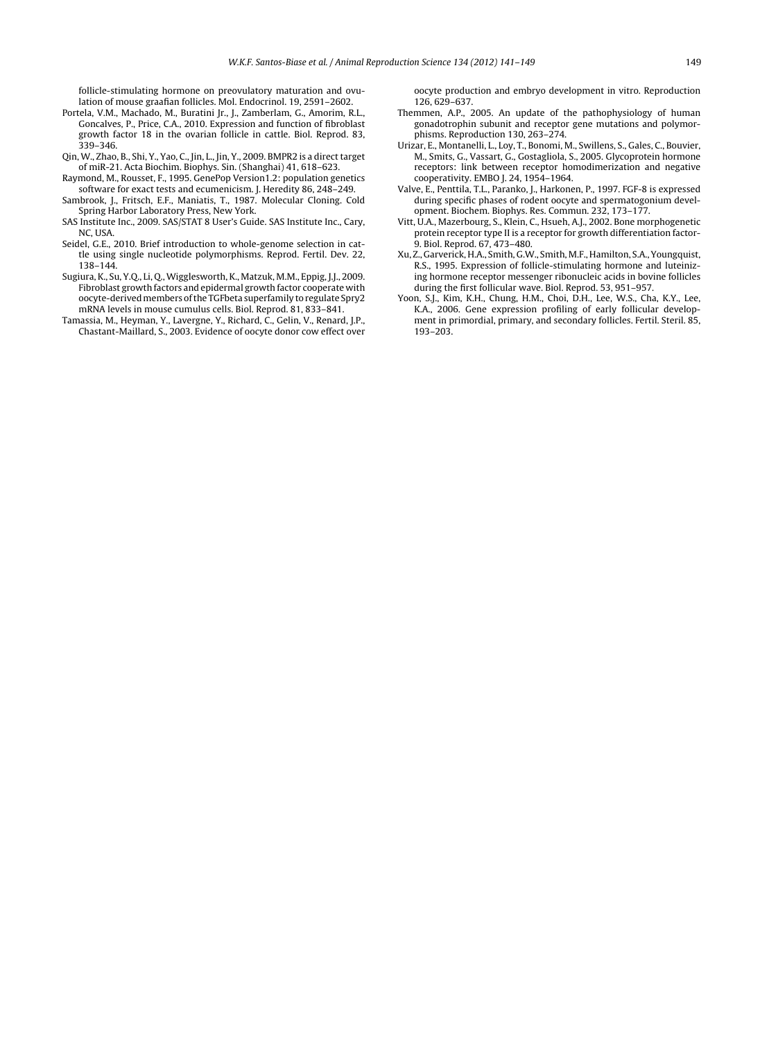follicle-stimulating hormone on preovulatory maturation and ovulation of mouse graafian follicles. Mol. Endocrinol. 19, 2591–2602.

Portela, V.M., Machado, M., Buratini Jr., J., Zamberlam, G., Amorim, R.L., Goncalves, P., Price, C.A., 2010. Expression and function of fibroblast growth factor 18 in the ovarian follicle in cattle. Biol. Reprod. 83, 339–346.

Qin, W., Zhao, B., Shi, Y., Yao, C., Jin, L., Jin, Y., 2009. BMPR2 is a direct target of miR-21. Acta Biochim. Biophys. Sin. (Shanghai) 41, 618–623.

Raymond, M., Rousset, F., 1995. GenePop Version1.2: population genetics software for exact tests and ecumenicism. J. Heredity 86, 248–249.

Sambrook, J., Fritsch, E.F., Maniatis, T., 1987. Molecular Cloning. Cold Spring Harbor Laboratory Press, New York.

SAS Institute Inc., 2009. SAS/STAT 8 User's Guide. SAS Institute Inc., Cary, NC, USA.

Seidel, G.E., 2010. Brief introduction to whole-genome selection in cattle using single nucleotide polymorphisms. Reprod. Fertil. Dev. 22, 138–144.

Sugiura, K., Su, Y.Q., Li, Q., Wigglesworth, K., Matzuk, M.M., Eppig, J.J., 2009. Fibroblast growth factors and epidermal growth factor cooperate with oocyte-derived members of the TGFbeta superfamily to regulate Spry2 mRNA levels in mouse cumulus cells. Biol. Reprod. 81, 833–841.

Tamassia, M., Heyman, Y., Lavergne, Y., Richard, C., Gelin, V., Renard, J.P., Chastant-Maillard, S., 2003. Evidence of oocyte donor cow effect over oocyte production and embryo development in vitro. Reproduction 126, 629–637.

Themmen, A.P., 2005. An update of the pathophysiology of human gonadotrophin subunit and receptor gene mutations and polymorphisms. Reproduction 130, 263–274.

Urizar, E., Montanelli, L., Loy, T., Bonomi, M., Swillens, S., Gales, C., Bouvier, M., Smits, G., Vassart, G., Gostagliola, S., 2005. Glycoprotein hormone receptors: link between receptor homodimerization and negative cooperativity. EMBO J. 24, 1954–1964.

Valve, E., Penttila, T.L., Paranko, J., Harkonen, P., 1997. FGF-8 is expressed during specific phases of rodent oocyte and spermatogonium development. Biochem. Biophys. Res. Commun. 232, 173–177.

Vitt, U.A., Mazerbourg, S., Klein, C., Hsueh, A.J., 2002. Bone morphogenetic protein receptor type II is a receptor for growth differentiation factor-9. Biol. Reprod. 67, 473–480.

Xu, Z., Garverick, H.A., Smith, G.W., Smith, M.F., Hamilton, S.A., Youngquist, R.S., 1995. Expression of follicle-stimulating hormone and luteinizing hormone receptor messenger ribonucleic acids in bovine follicles during the first follicular wave. Biol. Reprod. 53, 951–957.

Yoon, S.J., Kim, K.H., Chung, H.M., Choi, D.H., Lee, W.S., Cha, K.Y., Lee, K.A., 2006. Gene expression profiling of early follicular development in primordial, primary, and secondary follicles. Fertil. Steril. 85, 193–203.